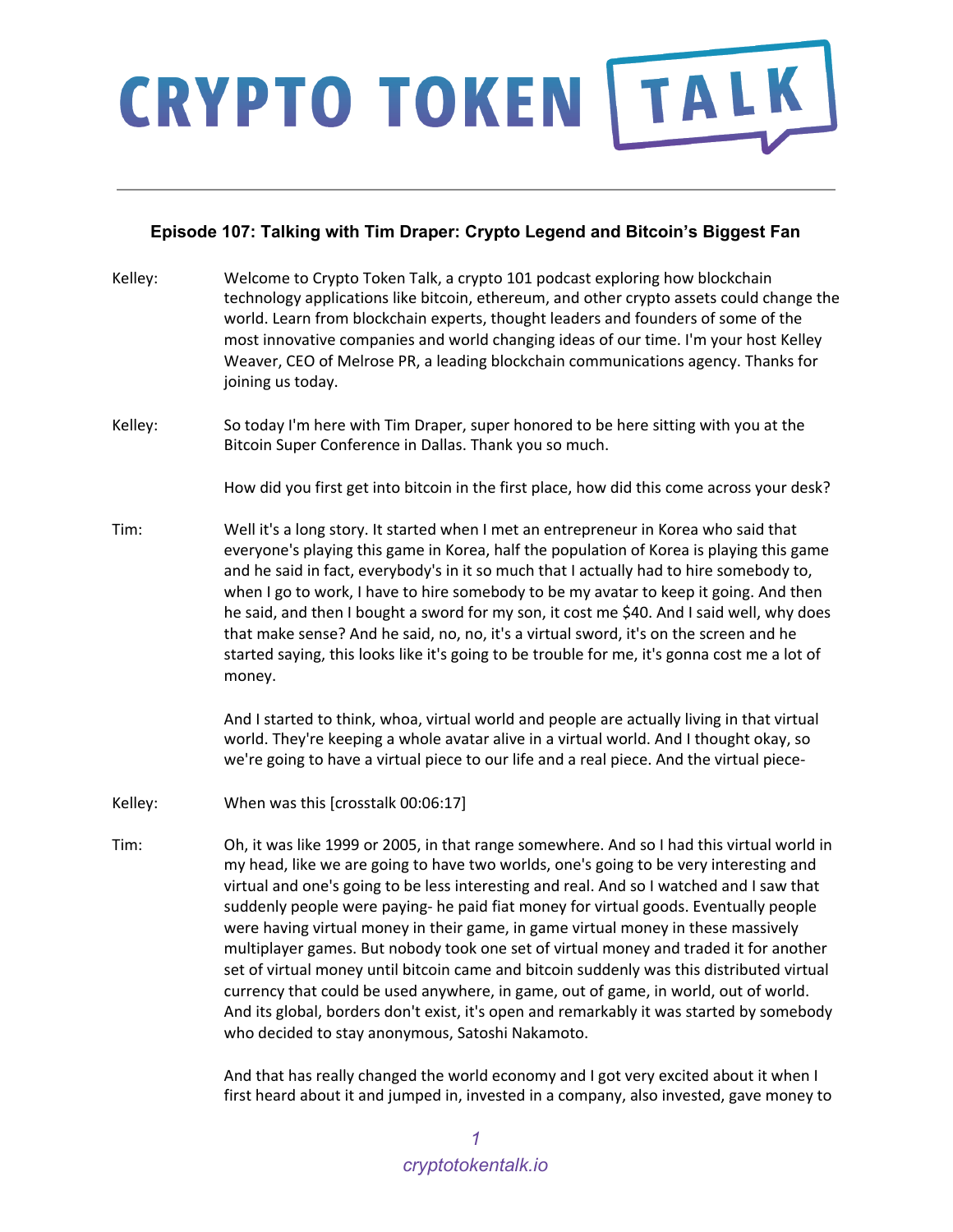# CRYPTO TOKEN TALK

## Episode 107: Talking with Tim Draper: Crypto Legend and Bitcoin's Biggest Fan

**Kelley:** Welcome to Crypto Token Talk, a crypto 101 podcast exploring how blockchain technology applications like bitcoin, ethereum, and other crypto assets could change the world. Learn from blockchain experts, thought leaders and founders of some of the most innovative companies and world changing ideas of our time. I'm your host Kelley Weaver, CEO of Melrose PR, a leading blockchain communications agency. Thanks for joining us today.

**Kelley:** So today I'm here with Tim Draper, super honored to be here sitting with you at the Bitcoin Super Conference in Dallas. Thank you so much.

How did you first get into bitcoin in the first place, how did this come across your desk?

**Tim:** Well it's a long story. It started when I met an entrepreneur in Korea who said that everyone's playing this game in Korea, half the population of Korea is playing this game and he said in fact, everybody's in it so much that I actually had to hire somebody to, when I go to work, I have to hire somebody to be my avatar to keep it going. And then he said, and then I bought a sword for my son, it cost me $40. And I said well, why does that make sense? And he said, no, no, it's a virtual sword, it's on the screen and he started saying, this looks like it's going to be trouble for me, it's gonna cost me a lot of money.

And I started to think, whoa, virtual world and people are actually living in that virtual world. They're keeping a whole avatar alive in a virtual world. And I thought okay, so we're going to have a virtual piece to our life and a real piece. And the virtual piece-

**Kelley:** When was this [crosstalk 00:06:17]

**Tim:** Oh, it was like 1999 or 2005, in that range somewhere. And so I had this virtual world in my head, like we are going to have two worlds, one's going to be very interesting and virtual and one's going to be less interesting and real. And so I watched and I saw that suddenly people were paying- he paid fiat money for virtual goods. Eventually people were having virtual money in their game, in game virtual money in these massively multiplayer games. But nobody took one set of virtual money and traded it for another set of virtual money until bitcoin came and bitcoin suddenly was this distributed virtual currency that could be used anywhere, in game, out of game, in world, out of world. And its global, borders don't exist, it's open and remarkably it was started by somebody who decided to stay anonymous, Satoshi Nakamoto.

And that has really changed the world economy and I got very excited about it when I first heard about it and jumped in, invested in a company, also invested, gave money to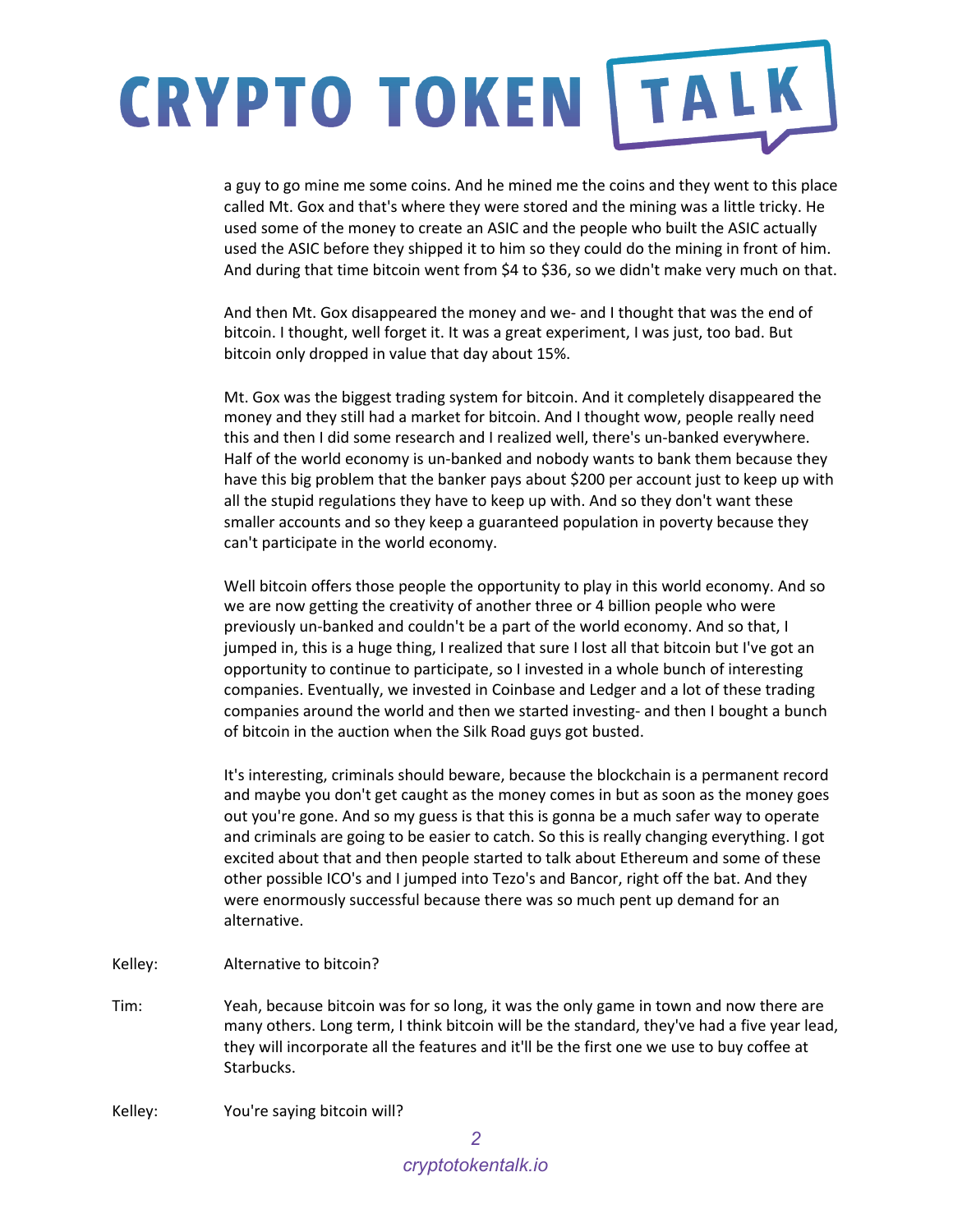a guy to go mine me some coins. And he mined me the coins and they went to this place called Mt. Gox and that's where they were stored and the mining was a little tricky. He used some of the money to create an ASIC and the people who built the ASIC actually used the ASIC before they shipped it to him so they could do the mining in front of him. And during that time bitcoin went from $4 to $36, so we didn't make very much on that.

And then Mt. Gox disappeared the money and we- and I thought that was the end of bitcoin. I thought, well forget it. It was a great experiment, I was just, too bad. But bitcoin only dropped in value that day about 15%.

Mt. Gox was the biggest trading system for bitcoin. And it completely disappeared the money and they still had a market for bitcoin. And I thought wow, people really need this and then I did some research and I realized well, there's un-banked everywhere. Half of the world economy is un-banked and nobody wants to bank them because they have this big problem that the banker pays about $200 per account just to keep up with all the stupid regulations they have to keep up with. And so they don't want these smaller accounts and so they keep a guaranteed population in poverty because they can't participate in the world economy.

Well bitcoin offers those people the opportunity to play in this world economy. And so we are now getting the creativity of another three or 4 billion people who were previously un-banked and couldn't be a part of the world economy. And so that, I jumped in, this is a huge thing, I realized that sure I lost all that bitcoin but I've got an opportunity to continue to participate, so I invested in a whole bunch of interesting companies. Eventually, we invested in Coinbase and Ledger and a lot of these trading companies around the world and then we started investing- and then I bought a bunch of bitcoin in the auction when the Silk Road guys got busted.

It's interesting, criminals should beware, because the blockchain is a permanent record and maybe you don't get caught as the money comes in but as soon as the money goes out you're gone. And so my guess is that this is gonna be a much safer way to operate and criminals are going to be easier to catch. So this is really changing everything. I got excited about that and then people started to talk about Ethereum and some of these other possible ICO's and I jumped into Tezo's and Bancor, right off the bat. And they were enormously successful because there was so much pent up demand for an alternative.

Kelley: Alternative to bitcoin?

Tim: Yeah, because bitcoin was for so long, it was the only game in town and now there are many others. Long term, I think bitcoin will be the standard, they've had a five year lead, they will incorporate all the features and it'll be the first one we use to buy coffee at Starbucks.

Kelley: You're saying bitcoin will?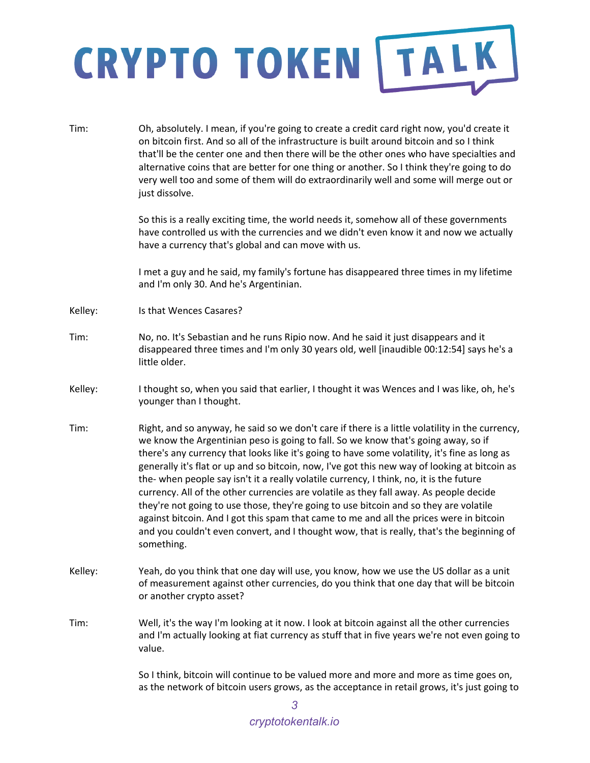Tim: Oh, absolutely. I mean, if you're going to create a credit card right now, you'd create it on bitcoin first. And so all of the infrastructure is built around bitcoin and so I think that'll be the center one and then there will be the other ones who have specialties and alternative coins that are better for one thing or another. So I think they're going to do very well too and some of them will do extraordinarily well and some will merge out or just dissolve.

So this is a really exciting time, the world needs it, somehow all of these governments have controlled us with the currencies and we didn't even know it and now we actually have a currency that's global and can move with us.

I met a guy and he said, my family's fortune has disappeared three times in my lifetime and I'm only 30. And he's Argentinian.

Kelley: Is that Wences Casares?

Tim: No, no. It's Sebastian and he runs Ripio now. And he said it just disappears and it disappeared three times and I'm only 30 years old, well [inaudible 00:12:54] says he's a little older.

Kelley: I thought so, when you said that earlier, I thought it was Wences and I was like, oh, he's younger than I thought.

Tim: Right, and so anyway, he said so we don't care if there is a little volatility in the currency, we know the Argentinian peso is going to fall. So we know that's going away, so if there's any currency that looks like it's going to have some volatility, it's fine as long as generally it's flat or up and so bitcoin, now, I've got this new way of looking at bitcoin as the- when people say isn't it a really volatile currency, I think, no, it is the future currency. All of the other currencies are volatile as they fall away. As people decide they're not going to use those, they're going to use bitcoin and so they are volatile against bitcoin. And I got this spam that came to me and all the prices were in bitcoin and you couldn't even convert, and I thought wow, that is really, that's the beginning of something.

Kelley: Yeah, do you think that one day will use, you know, how we use the US dollar as a unit of measurement against other currencies, do you think that one day that will be bitcoin or another crypto asset?

Tim: Well, it's the way I'm looking at it now. I look at bitcoin against all the other currencies and I'm actually looking at fiat currency as stuff that in five years we're not even going to value.

So I think, bitcoin will continue to be valued more and more and more as time goes on, as the network of bitcoin users grows, as the acceptance in retail grows, it's just going to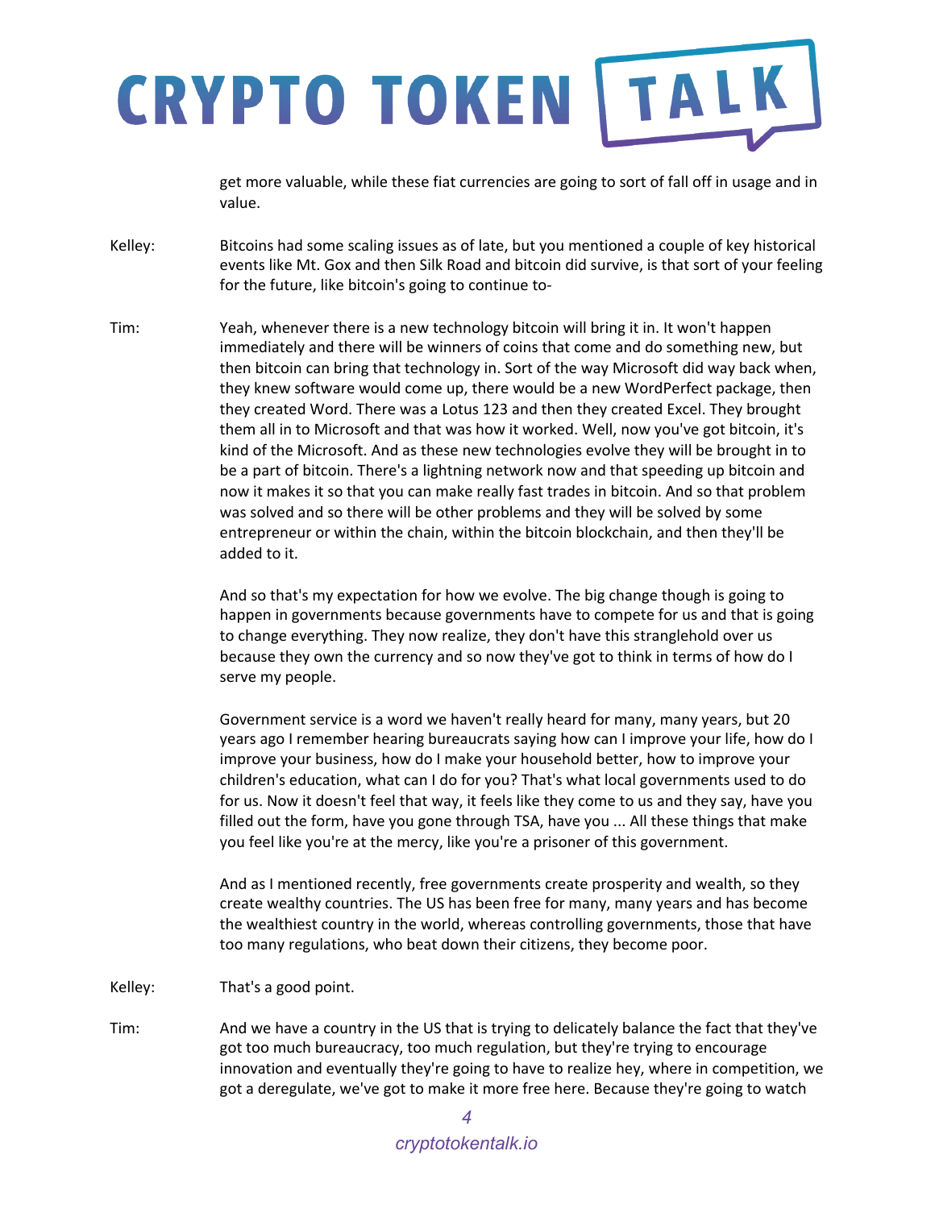get more valuable, while these fiat currencies are going to sort of fall off in usage and in value.

Kelley: Bitcoins had some scaling issues as of late, but you mentioned a couple of key historical events like Mt. Gox and then Silk Road and bitcoin did survive, is that sort of your feeling for the future, like bitcoin's going to continue to-

Tim: Yeah, whenever there is a new technology bitcoin will bring it in. It won't happen immediately and there will be winners of coins that come and do something new, but then bitcoin can bring that technology in. Sort of the way Microsoft did way back when, they knew software would come up, there would be a new WordPerfect package, then they created Word. There was a Lotus 123 and then they created Excel. They brought them all in to Microsoft and that was how it worked. Well, now you've got bitcoin, it's kind of the Microsoft. And as these new technologies evolve they will be brought in to be a part of bitcoin. There's a lightning network now and that speeding up bitcoin and now it makes it so that you can make really fast trades in bitcoin. And so that problem was solved and so there will be other problems and they will be solved by some entrepreneur or within the chain, within the bitcoin blockchain, and then they'll be added to it.

And so that's my expectation for how we evolve. The big change though is going to happen in governments because governments have to compete for us and that is going to change everything. They now realize, they don't have this stranglehold over us because they own the currency and so now they've got to think in terms of how do I serve my people.

Government service is a word we haven't really heard for many, many years, but 20 years ago I remember hearing bureaucrats saying how can I improve your life, how do I improve your business, how do I make your household better, how to improve your children's education, what can I do for you? That's what local governments used to do for us. Now it doesn't feel that way, it feels like they come to us and they say, have you filled out the form, have you gone through TSA, have you ... All these things that make you feel like you're at the mercy, like you're a prisoner of this government.

And as I mentioned recently, free governments create prosperity and wealth, so they create wealthy countries. The US has been free for many, many years and has become the wealthiest country in the world, whereas controlling governments, those that have too many regulations, who beat down their citizens, they become poor.

Kelley: That's a good point.

Tim: And we have a country in the US that is trying to delicately balance the fact that they've got too much bureaucracy, too much regulation, but they're trying to encourage innovation and eventually they're going to have to realize hey, where in competition, we got a deregulate, we've got to make it more free here. Because they're going to watch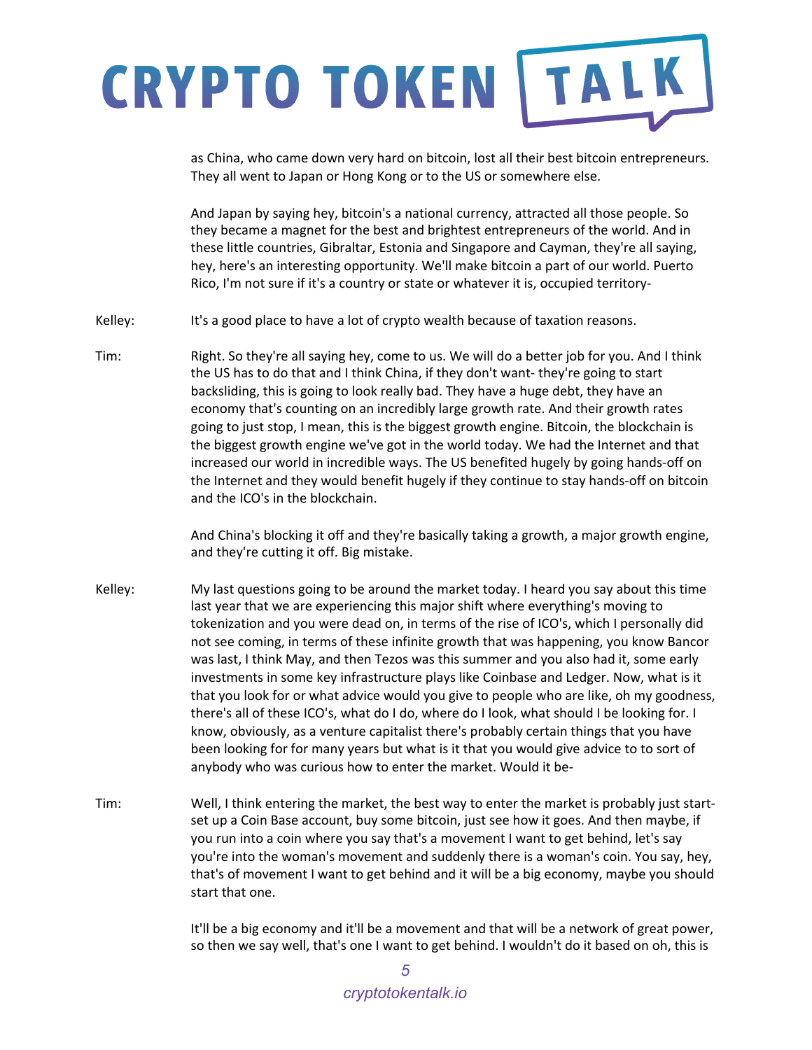as China, who came down very hard on bitcoin, lost all their best bitcoin entrepreneurs. They all went to Japan or Hong Kong or to the US or somewhere else.

And Japan by saying hey, bitcoin's a national currency, attracted all those people. So they became a magnet for the best and brightest entrepreneurs of the world. And in these little countries, Gibraltar, Estonia and Singapore and Cayman, they're all saying, hey, here's an interesting opportunity. We'll make bitcoin a part of our world. Puerto Rico, I'm not sure if it's a country or state or whatever it is, occupied territory-

Kelley: It's a good place to have a lot of crypto wealth because of taxation reasons.

Tim: Right. So they're all saying hey, come to us. We will do a better job for you. And I think the US has to do that and I think China, if they don't want- they're going to start backsliding, this is going to look really bad. They have a huge debt, they have an economy that's counting on an incredibly large growth rate. And their growth rates going to just stop, I mean, this is the biggest growth engine. Bitcoin, the blockchain is the biggest growth engine we've got in the world today. We had the Internet and that increased our world in incredible ways. The US benefited hugely by going hands-off on the Internet and they would benefit hugely if they continue to stay hands-off on bitcoin and the ICO's in the blockchain.

And China's blocking it off and they're basically taking a growth, a major growth engine, and they're cutting it off. Big mistake.

Kelley: My last questions going to be around the market today. I heard you say about this time last year that we are experiencing this major shift where everything's moving to tokenization and you were dead on, in terms of the rise of ICO's, which I personally did not see coming, in terms of these infinite growth that was happening, you know Bancor was last, I think May, and then Tezos was this summer and you also had it, some early investments in some key infrastructure plays like Coinbase and Ledger. Now, what is it that you look for or what advice would you give to people who are like, oh my goodness, there's all of these ICO's, what do I do, where do I look, what should I be looking for. I know, obviously, as a venture capitalist there's probably certain things that you have been looking for for many years but what is it that you would give advice to to sort of anybody who was curious how to enter the market. Would it be-

Tim: Well, I think entering the market, the best way to enter the market is probably just start- set up a Coin Base account, buy some bitcoin, just see how it goes. And then maybe, if you run into a coin where you say that's a movement I want to get behind, let's say you're into the woman's movement and suddenly there is a woman's coin. You say, hey, that's of movement I want to get behind and it will be a big economy, maybe you should start that one.

It'll be a big economy and it'll be a movement and that will be a network of great power, so then we say well, that's one I want to get behind. I wouldn't do it based on oh, this is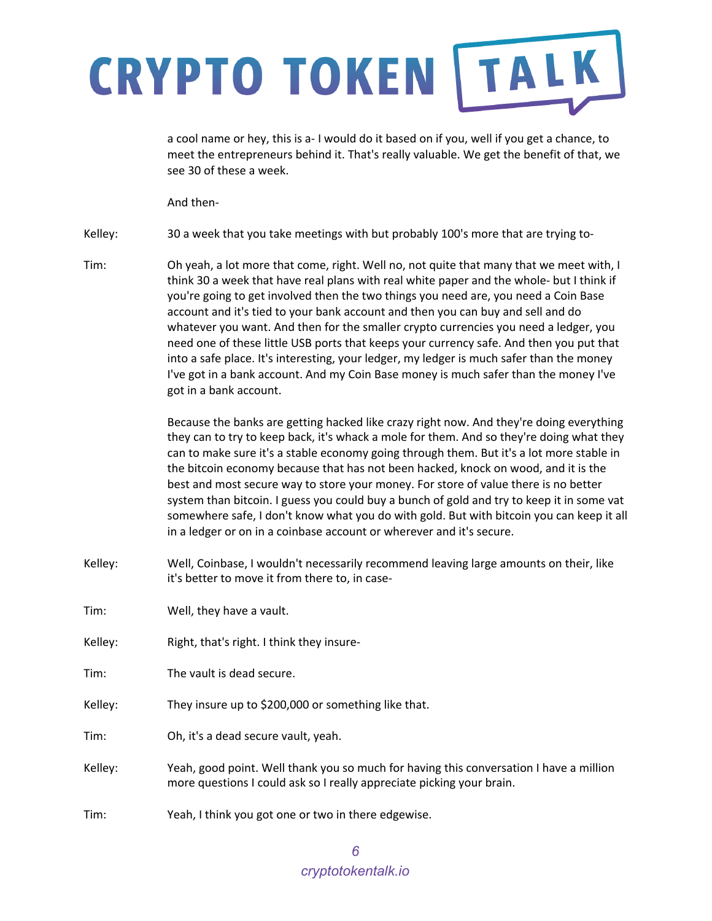a cool name or hey, this is a- I would do it based on if you, well if you get a chance, to meet the entrepreneurs behind it. That's really valuable. We get the benefit of that, we see 30 of these a week.

And then-

Kelley: 30 a week that you take meetings with but probably 100's more that are trying to-

Tim: Oh yeah, a lot more that come, right. Well no, not quite that many that we meet with, I think 30 a week that have real plans with real white paper and the whole- but I think if you're going to get involved then the two things you need are, you need a Coin Base account and it's tied to your bank account and then you can buy and sell and do whatever you want. And then for the smaller crypto currencies you need a ledger, you need one of these little USB ports that keeps your currency safe. And then you put that into a safe place. It's interesting, your ledger, my ledger is much safer than the money I've got in a bank account. And my Coin Base money is much safer than the money I've got in a bank account.

Because the banks are getting hacked like crazy right now. And they're doing everything they can to try to keep back, it's whack a mole for them. And so they're doing what they can to make sure it's a stable economy going through them. But it's a lot more stable in the bitcoin economy because that has not been hacked, knock on wood, and it is the best and most secure way to store your money. For store of value there is no better system than bitcoin. I guess you could buy a bunch of gold and try to keep it in some vat somewhere safe, I don't know what you do with gold. But with bitcoin you can keep it all in a ledger or on in a coinbase account or wherever and it's secure.

Kelley: Well, Coinbase, I wouldn't necessarily recommend leaving large amounts on their, like it's better to move it from there to, in case-

Tim: Well, they have a vault.

Kelley: Right, that's right. I think they insure-

Tim: The vault is dead secure.

Kelley: They insure up to $200,000 or something like that.

Tim: Oh, it's a dead secure vault, yeah.

Kelley: Yeah, good point. Well thank you so much for having this conversation I have a million more questions I could ask so I really appreciate picking your brain.

Tim: Yeah, I think you got one or two in there edgewise.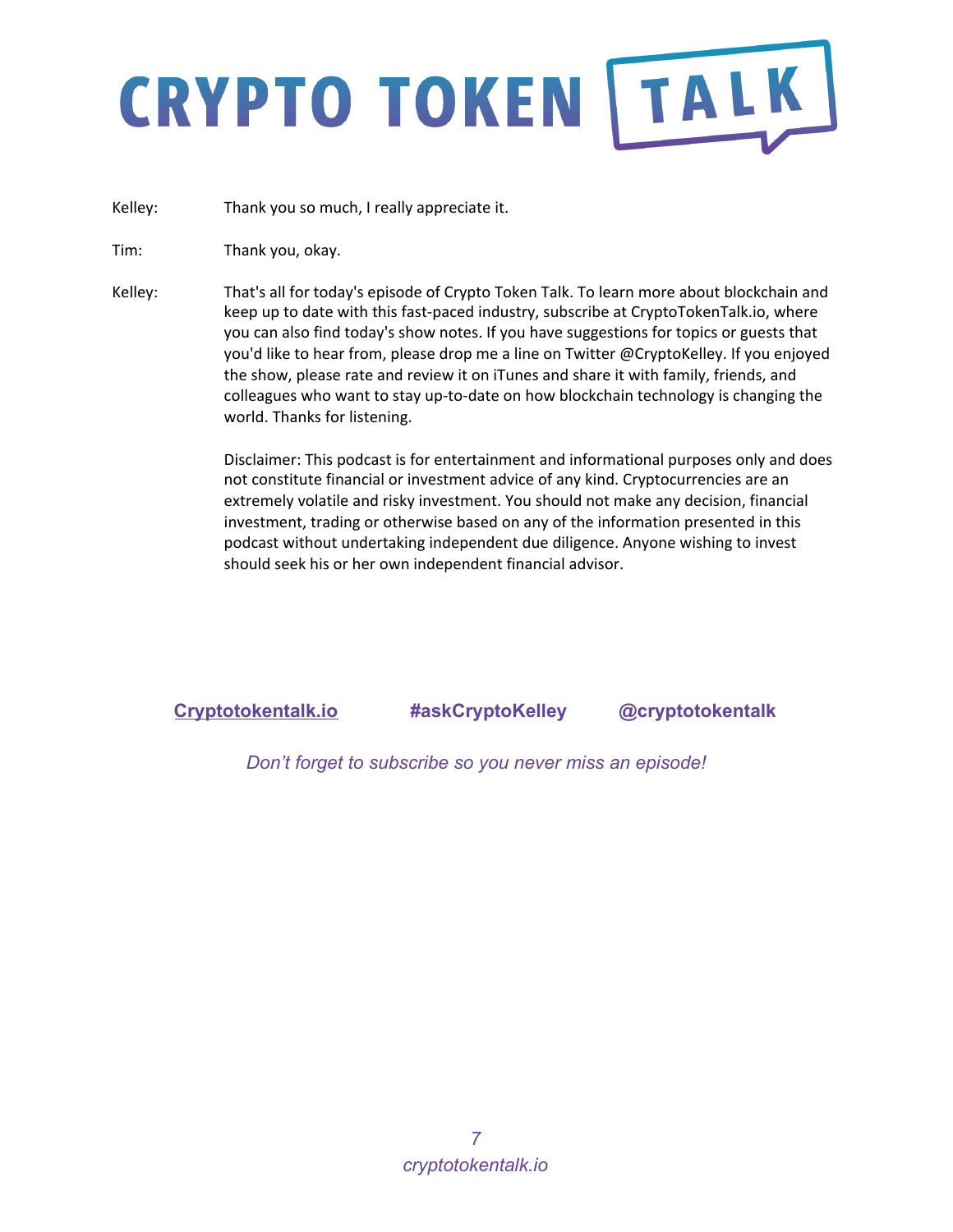Kelley: Thank you so much, I really appreciate it.

Tim: Thank you, okay.

Kelley: That's all for today's episode of Crypto Token Talk. To learn more about blockchain and keep up to date with this fast-paced industry, subscribe at CryptoTokenTalk.io, where you can also find today's show notes. If you have suggestions for topics or guests that you'd like to hear from, please drop me a line on Twitter @CryptoKelley. If you enjoyed the show, please rate and review it on iTunes and share it with family, friends, and colleagues who want to stay up-to-date on how blockchain technology is changing the world. Thanks for listening.

Disclaimer: This podcast is for entertainment and informational purposes only and does not constitute financial or investment advice of any kind. Cryptocurrencies are an extremely volatile and risky investment. You should not make any decision, financial investment, trading or otherwise based on any of the information presented in this podcast without undertaking independent due diligence. Anyone wishing to invest should seek his or her own independent financial advisor.

**Cryptotokentalk.io** **#askCryptoKelley** **@cryptotokentalk**

*Don't forget to subscribe so you never miss an episode!*